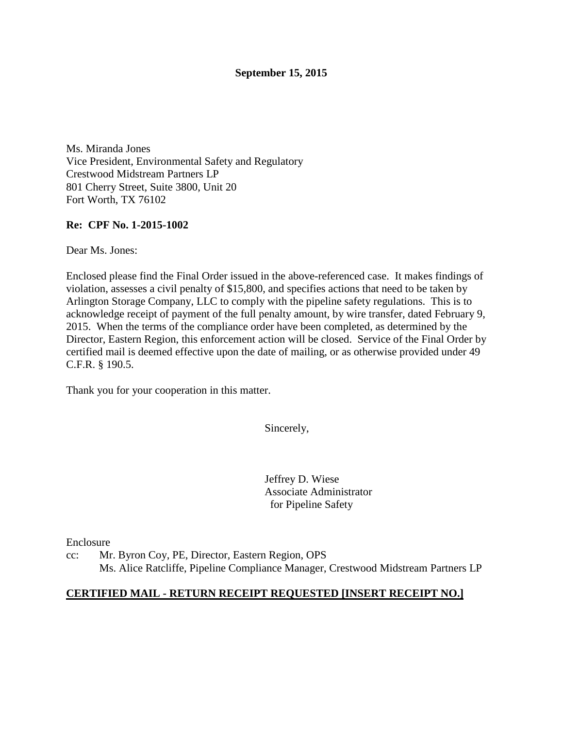**September 15, 2015**

Ms. Miranda Jones
Vice President, Environmental Safety and Regulatory
Crestwood Midstream Partners LP
801 Cherry Street, Suite 3800, Unit 20
Fort Worth, TX 76102

**Re: CPF No. 1-2015-1002**

Dear Ms. Jones:

Enclosed please find the Final Order issued in the above-referenced case. It makes findings of violation, assesses a civil penalty of $15,800, and specifies actions that need to be taken by Arlington Storage Company, LLC to comply with the pipeline safety regulations. This is to acknowledge receipt of payment of the full penalty amount, by wire transfer, dated February 9, 2015. When the terms of the compliance order have been completed, as determined by the Director, Eastern Region, this enforcement action will be closed. Service of the Final Order by certified mail is deemed effective upon the date of mailing, or as otherwise provided under 49 C.F.R. § 190.5.

Thank you for your cooperation in this matter.

Sincerely,

Jeffrey D. Wiese
Associate Administrator
for Pipeline Safety

Enclosure

cc: Mr. Byron Coy, PE, Director, Eastern Region, OPS
Ms. Alice Ratcliffe, Pipeline Compliance Manager, Crestwood Midstream Partners LP

**CERTIFIED MAIL - RETURN RECEIPT REQUESTED [INSERT RECEIPT NO.]**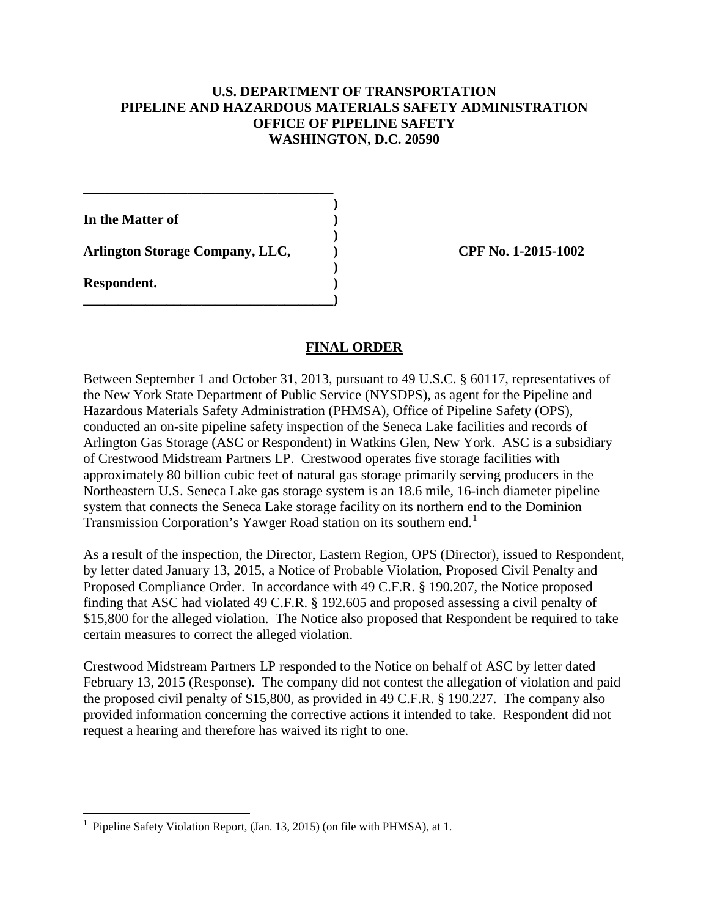**U.S. DEPARTMENT OF TRANSPORTATION**
**PIPELINE AND HAZARDOUS MATERIALS SAFETY ADMINISTRATION**
**OFFICE OF PIPELINE SAFETY**
**WASHINGTON, D.C. 20590**

**In the Matter of**

**Arlington Storage Company, LLC,** **CPF No. 1-2015-1002**

**Respondent.**

## FINAL ORDER

Between September 1 and October 31, 2013, pursuant to 49 U.S.C. § 60117, representatives of the New York State Department of Public Service (NYSDPS), as agent for the Pipeline and Hazardous Materials Safety Administration (PHMSA), Office of Pipeline Safety (OPS), conducted an on-site pipeline safety inspection of the Seneca Lake facilities and records of Arlington Gas Storage (ASC or Respondent) in Watkins Glen, New York. ASC is a subsidiary of Crestwood Midstream Partners LP. Crestwood operates five storage facilities with approximately 80 billion cubic feet of natural gas storage primarily serving producers in the Northeastern U.S. Seneca Lake gas storage system is an 18.6 mile, 16-inch diameter pipeline system that connects the Seneca Lake storage facility on its northern end to the Dominion Transmission Corporation's Yawger Road station on its southern end.[1]

As a result of the inspection, the Director, Eastern Region, OPS (Director), issued to Respondent, by letter dated January 13, 2015, a Notice of Probable Violation, Proposed Civil Penalty and Proposed Compliance Order. In accordance with 49 C.F.R. § 190.207, the Notice proposed finding that ASC had violated 49 C.F.R. § 192.605 and proposed assessing a civil penalty of $15,800 for the alleged violation. The Notice also proposed that Respondent be required to take certain measures to correct the alleged violation.

Crestwood Midstream Partners LP responded to the Notice on behalf of ASC by letter dated February 13, 2015 (Response). The company did not contest the allegation of violation and paid the proposed civil penalty of $15,800, as provided in 49 C.F.R. § 190.227. The company also provided information concerning the corrective actions it intended to take. Respondent did not request a hearing and therefore has waived its right to one.

---

[1] Pipeline Safety Violation Report, (Jan. 13, 2015) (on file with PHMSA), at 1.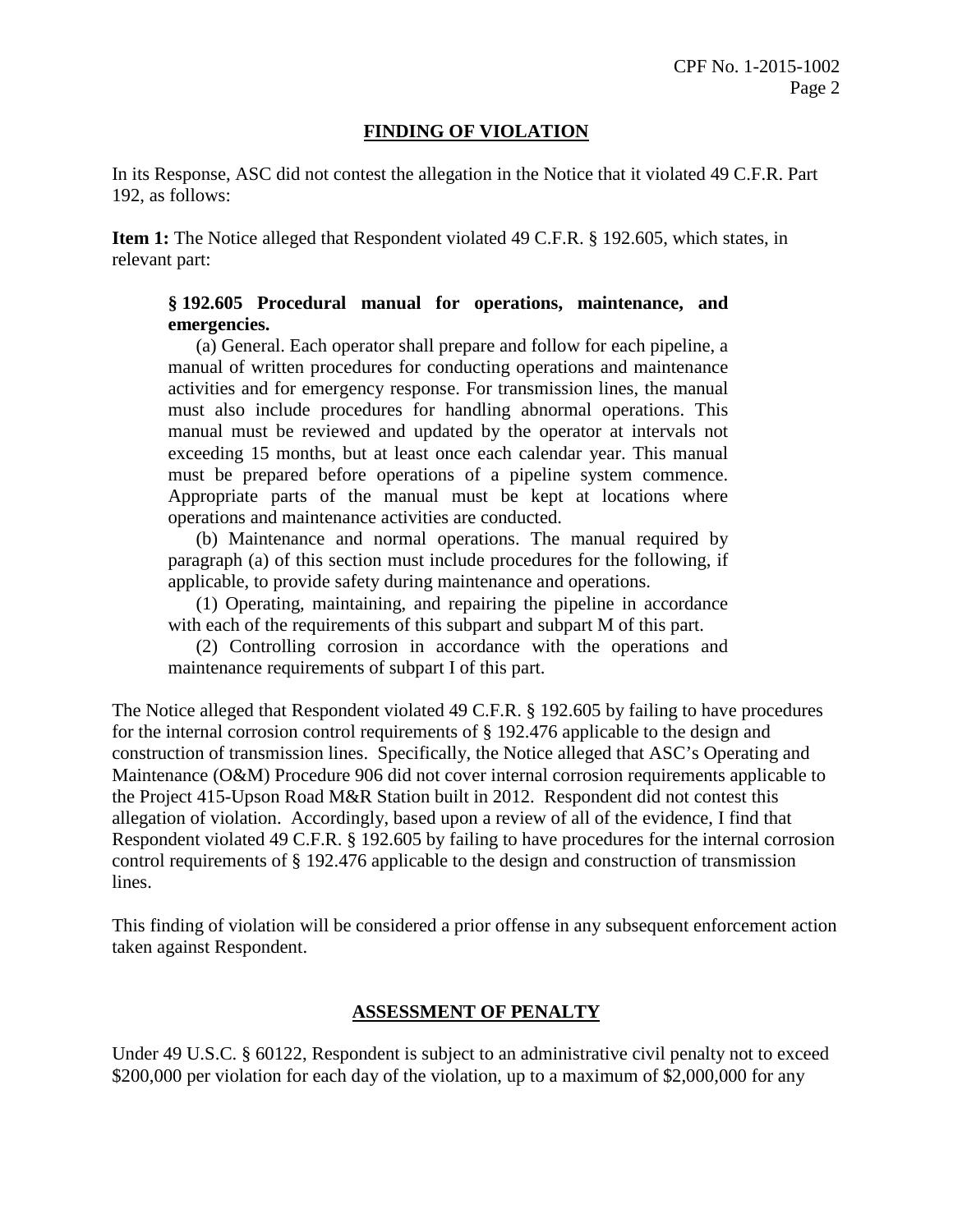## FINDING OF VIOLATION

In its Response, ASC did not contest the allegation in the Notice that it violated 49 C.F.R. Part 192, as follows:

**Item 1:** The Notice alleged that Respondent violated 49 C.F.R. § 192.605, which states, in relevant part:

> **§ 192.605 Procedural manual for operations, maintenance, and emergencies.**
>
> (a) General. Each operator shall prepare and follow for each pipeline, a manual of written procedures for conducting operations and maintenance activities and for emergency response. For transmission lines, the manual must also include procedures for handling abnormal operations. This manual must be reviewed and updated by the operator at intervals not exceeding 15 months, but at least once each calendar year. This manual must be prepared before operations of a pipeline system commence. Appropriate parts of the manual must be kept at locations where operations and maintenance activities are conducted.
>
> (b) Maintenance and normal operations. The manual required by paragraph (a) of this section must include procedures for the following, if applicable, to provide safety during maintenance and operations.
>
> (1) Operating, maintaining, and repairing the pipeline in accordance with each of the requirements of this subpart and subpart M of this part.
>
> (2) Controlling corrosion in accordance with the operations and maintenance requirements of subpart I of this part.

The Notice alleged that Respondent violated 49 C.F.R. § 192.605 by failing to have procedures for the internal corrosion control requirements of § 192.476 applicable to the design and construction of transmission lines. Specifically, the Notice alleged that ASC's Operating and Maintenance (O&M) Procedure 906 did not cover internal corrosion requirements applicable to the Project 415-Upson Road M&R Station built in 2012. Respondent did not contest this allegation of violation. Accordingly, based upon a review of all of the evidence, I find that Respondent violated 49 C.F.R. § 192.605 by failing to have procedures for the internal corrosion control requirements of § 192.476 applicable to the design and construction of transmission lines.

This finding of violation will be considered a prior offense in any subsequent enforcement action taken against Respondent.

## ASSESSMENT OF PENALTY

Under 49 U.S.C. § 60122, Respondent is subject to an administrative civil penalty not to exceed $200,000 per violation for each day of the violation, up to a maximum of $2,000,000 for any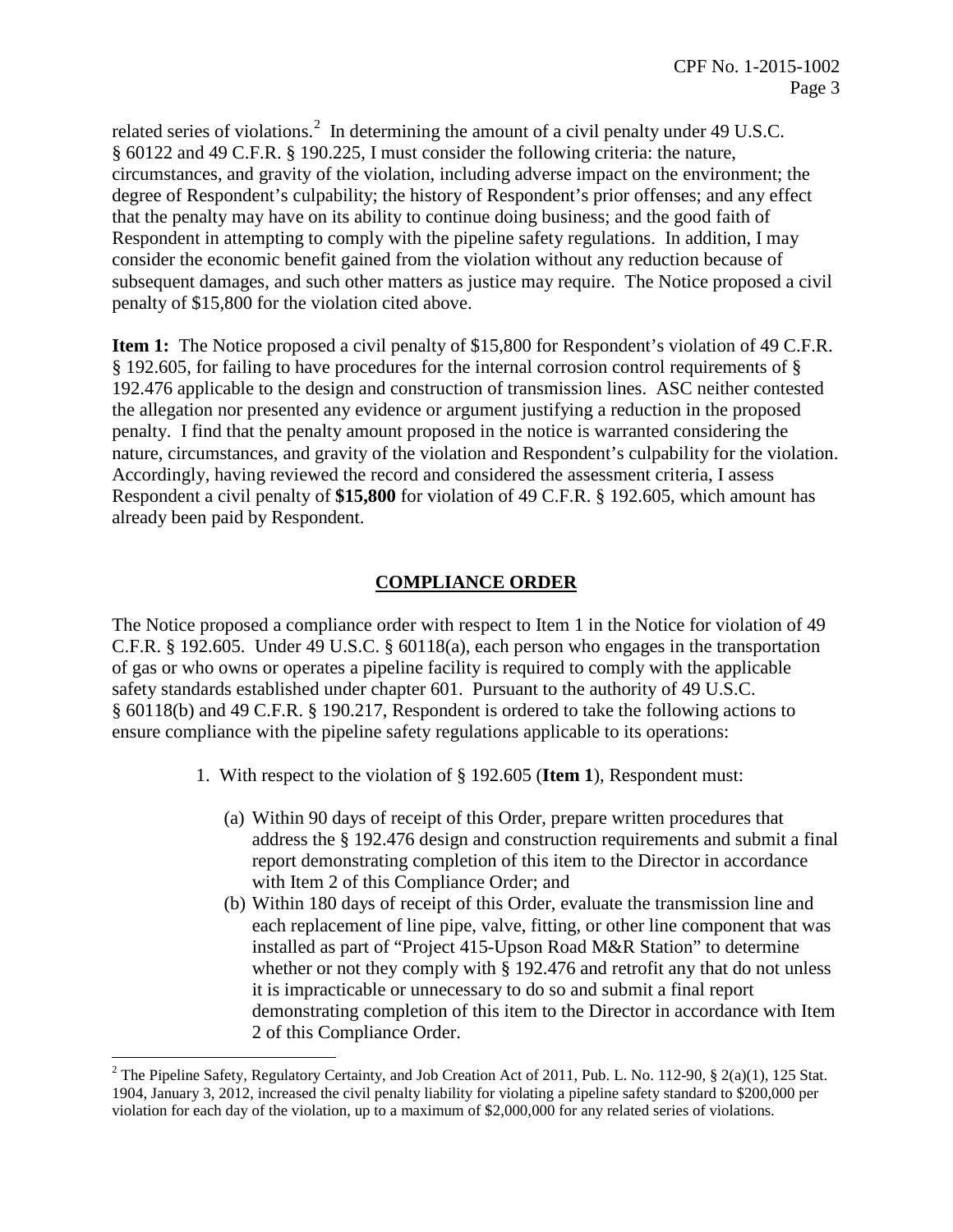related series of violations.[2] In determining the amount of a civil penalty under 49 U.S.C. § 60122 and 49 C.F.R. § 190.225, I must consider the following criteria: the nature, circumstances, and gravity of the violation, including adverse impact on the environment; the degree of Respondent's culpability; the history of Respondent's prior offenses; and any effect that the penalty may have on its ability to continue doing business; and the good faith of Respondent in attempting to comply with the pipeline safety regulations. In addition, I may consider the economic benefit gained from the violation without any reduction because of subsequent damages, and such other matters as justice may require. The Notice proposed a civil penalty of $15,800 for the violation cited above.

**Item 1:** The Notice proposed a civil penalty of $15,800 for Respondent's violation of 49 C.F.R. § 192.605, for failing to have procedures for the internal corrosion control requirements of § 192.476 applicable to the design and construction of transmission lines. ASC neither contested the allegation nor presented any evidence or argument justifying a reduction in the proposed penalty. I find that the penalty amount proposed in the notice is warranted considering the nature, circumstances, and gravity of the violation and Respondent's culpability for the violation. Accordingly, having reviewed the record and considered the assessment criteria, I assess Respondent a civil penalty of **$15,800** for violation of 49 C.F.R. § 192.605, which amount has already been paid by Respondent.

## COMPLIANCE ORDER

The Notice proposed a compliance order with respect to Item 1 in the Notice for violation of 49 C.F.R. § 192.605. Under 49 U.S.C. § 60118(a), each person who engages in the transportation of gas or who owns or operates a pipeline facility is required to comply with the applicable safety standards established under chapter 601. Pursuant to the authority of 49 U.S.C. § 60118(b) and 49 C.F.R. § 190.217, Respondent is ordered to take the following actions to ensure compliance with the pipeline safety regulations applicable to its operations:

1. With respect to the violation of § 192.605 (**Item 1**), Respondent must:

   (a) Within 90 days of receipt of this Order, prepare written procedures that address the § 192.476 design and construction requirements and submit a final report demonstrating completion of this item to the Director in accordance with Item 2 of this Compliance Order; and

   (b) Within 180 days of receipt of this Order, evaluate the transmission line and each replacement of line pipe, valve, fitting, or other line component that was installed as part of "Project 415-Upson Road M&R Station" to determine whether or not they comply with § 192.476 and retrofit any that do not unless it is impracticable or unnecessary to do so and submit a final report demonstrating completion of this item to the Director in accordance with Item 2 of this Compliance Order.

[2] The Pipeline Safety, Regulatory Certainty, and Job Creation Act of 2011, Pub. L. No. 112-90, § 2(a)(1), 125 Stat. 1904, January 3, 2012, increased the civil penalty liability for violating a pipeline safety standard to $200,000 per violation for each day of the violation, up to a maximum of $2,000,000 for any related series of violations.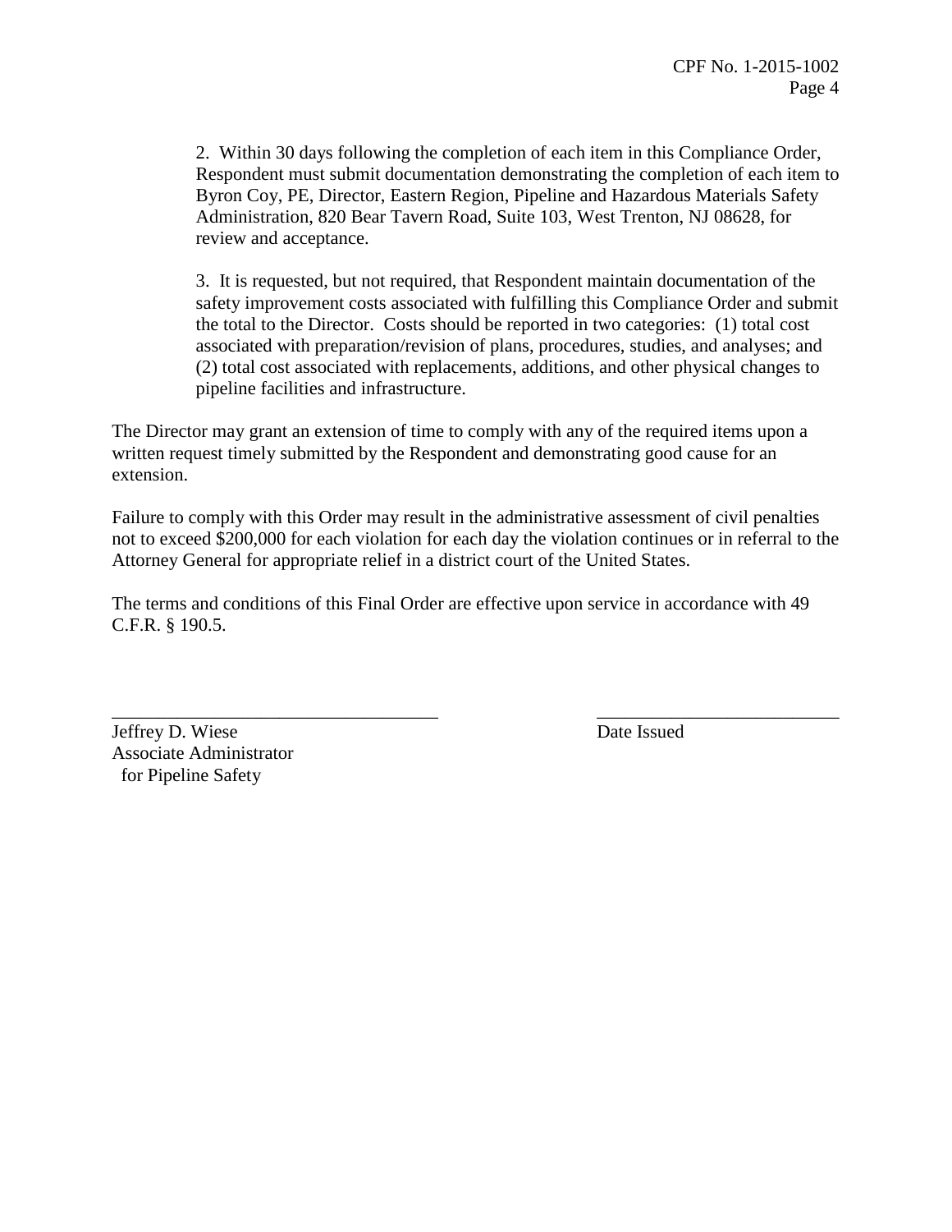2. Within 30 days following the completion of each item in this Compliance Order, Respondent must submit documentation demonstrating the completion of each item to Byron Coy, PE, Director, Eastern Region, Pipeline and Hazardous Materials Safety Administration, 820 Bear Tavern Road, Suite 103, West Trenton, NJ 08628, for review and acceptance.

3. It is requested, but not required, that Respondent maintain documentation of the safety improvement costs associated with fulfilling this Compliance Order and submit the total to the Director. Costs should be reported in two categories: (1) total cost associated with preparation/revision of plans, procedures, studies, and analyses; and (2) total cost associated with replacements, additions, and other physical changes to pipeline facilities and infrastructure.

The Director may grant an extension of time to comply with any of the required items upon a written request timely submitted by the Respondent and demonstrating good cause for an extension.

Failure to comply with this Order may result in the administrative assessment of civil penalties not to exceed $200,000 for each violation for each day the violation continues or in referral to the Attorney General for appropriate relief in a district court of the United States.

The terms and conditions of this Final Order are effective upon service in accordance with 49 C.F.R. § 190.5.

\_\_\_\_\_\_\_\_\_\_\_\_\_\_\_\_\_\_\_\_\_\_\_\_\_\_\_\_\_\_\_\_\_\_\_\_ \_\_\_\_\_\_\_\_\_\_\_\_\_\_\_\_\_\_\_\_\_\_\_\_\_\_\_

Jeffrey D. Wiese
Associate Administrator
for Pipeline Safety

Date Issued